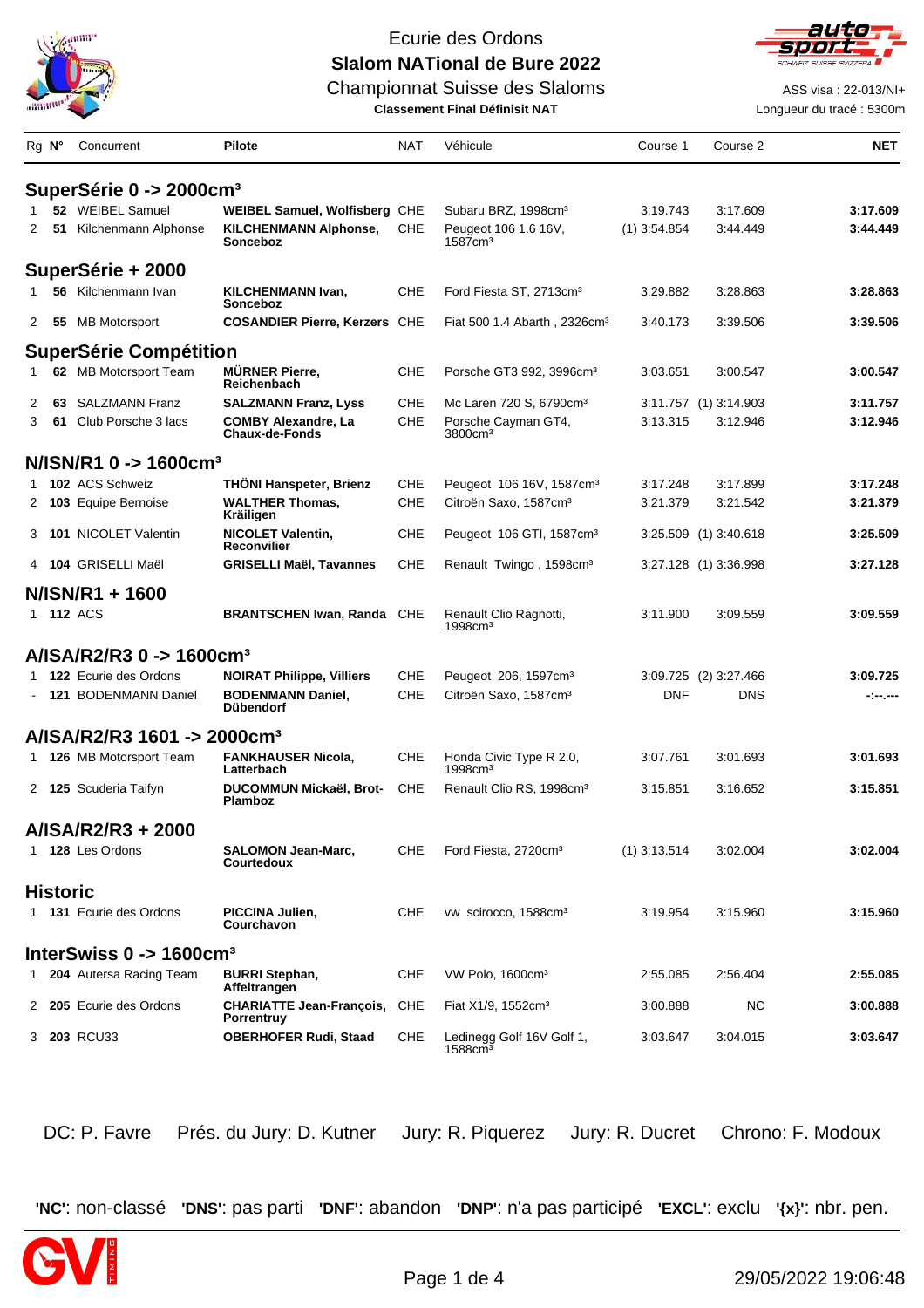Ecurie des Ordons

# Slalom NATional de Bure 2022

Championnat Suisse des Slaloms

**Classement Final Définisit NAT**

ASS visa : 22-013/NI+

Longueur du tracé : 5300m

| Rg | N° | Concurrent | Pilote | NAT | Véhicule | Course 1 | Course 2 | NET |
|---|---|---|---|---|---|---|---|---|
| **SuperSérie 0 -> 2000cm³** | | | | | | | | |
| 1 | **52** | WEIBEL Samuel | **WEIBEL Samuel, Wolfisberg** | CHE | Subaru BRZ, 1998cm³ | 3:19.743 | 3:17.609 | **3:17.609** |
| 2 | **51** | Kilchenmann Alphonse | **KILCHENMANN Alphonse, Sonceboz** | CHE | Peugeot 106 1.6 16V, 1587cm³ | (1) 3:54.854 | 3:44.449 | **3:44.449** |
| **SuperSérie + 2000** | | | | | | | | |
| 1 | **56** | Kilchenmann Ivan | **KILCHENMANN Ivan, Sonceboz** | CHE | Ford Fiesta ST, 2713cm³ | 3:29.882 | 3:28.863 | **3:28.863** |
| 2 | **55** | MB Motorsport | **COSANDIER Pierre, Kerzers** | CHE | Fiat 500 1.4 Abarth , 2326cm³ | 3:40.173 | 3:39.506 | **3:39.506** |
| **SuperSérie Compétition** | | | | | | | | |
| 1 | **62** | MB Motorsport Team | **MÜRNER Pierre, Reichenbach** | CHE | Porsche GT3 992, 3996cm³ | 3:03.651 | 3:00.547 | **3:00.547** |
| 2 | **63** | SALZMANN Franz | **SALZMANN Franz, Lyss** | CHE | Mc Laren 720 S, 6790cm³ | 3:11.757 | (1) 3:14.903 | **3:11.757** |
| 3 | **61** | Club Porsche 3 lacs | **COMBY Alexandre, La Chaux-de-Fonds** | CHE | Porsche Cayman GT4, 3800cm³ | 3:13.315 | 3:12.946 | **3:12.946** |
| **N/ISN/R1 0 -> 1600cm³** | | | | | | | | |
| 1 | **102** | ACS Schweiz | **THÖNI Hanspeter, Brienz** | CHE | Peugeot 106 16V, 1587cm³ | 3:17.248 | 3:17.899 | **3:17.248** |
| 2 | **103** | Equipe Bernoise | **WALTHER Thomas, Kräiligen** | CHE | Citroën Saxo, 1587cm³ | 3:21.379 | 3:21.542 | **3:21.379** |
| 3 | **101** | NICOLET Valentin | **NICOLET Valentin, Reconvilier** | CHE | Peugeot 106 GTI, 1587cm³ | 3:25.509 | (1) 3:40.618 | **3:25.509** |
| 4 | **104** | GRISELLI Maël | **GRISELLI Maël, Tavannes** | CHE | Renault Twingo , 1598cm³ | 3:27.128 | (1) 3:36.998 | **3:27.128** |
| **N/ISN/R1 + 1600** | | | | | | | | |
| 1 | **112** | ACS | **BRANTSCHEN Iwan, Randa** | CHE | Renault Clio Ragnotti, 1998cm³ | 3:11.900 | 3:09.559 | **3:09.559** |
| **A/ISA/R2/R3 0 -> 1600cm³** | | | | | | | | |
| 1 | **122** | Ecurie des Ordons | **NOIRAT Philippe, Villiers** | CHE | Peugeot 206, 1597cm³ | 3:09.725 | (2) 3:27.466 | **3:09.725** |
| - | **121** | BODENMANN Daniel | **BODENMANN Daniel, Dübendorf** | CHE | Citroën Saxo, 1587cm³ | DNF | DNS | **-:--.---** |
| **A/ISA/R2/R3 1601 -> 2000cm³** | | | | | | | | |
| 1 | **126** | MB Motorsport Team | **FANKHAUSER Nicola, Latterbach** | CHE | Honda Civic Type R 2.0, 1998cm³ | 3:07.761 | 3:01.693 | **3:01.693** |
| 2 | **125** | Scuderia Taifyn | **DUCOMMUN Mickaël, Brot-Plamboz** | CHE | Renault Clio RS, 1998cm³ | 3:15.851 | 3:16.652 | **3:15.851** |
| **A/ISA/R2/R3 + 2000** | | | | | | | | |
| 1 | **128** | Les Ordons | **SALOMON Jean-Marc, Courtedoux** | CHE | Ford Fiesta, 2720cm³ | (1) 3:13.514 | 3:02.004 | **3:02.004** |
| **Historic** | | | | | | | | |
| 1 | **131** | Ecurie des Ordons | **PICCINA Julien, Courchavon** | CHE | vw scirocco, 1588cm³ | 3:19.954 | 3:15.960 | **3:15.960** |
| **InterSwiss 0 -> 1600cm³** | | | | | | | | |
| 1 | **204** | Autersa Racing Team | **BURRI Stephan, Affeltrangen** | CHE | VW Polo, 1600cm³ | 2:55.085 | 2:56.404 | **2:55.085** |
| 2 | **205** | Ecurie des Ordons | **CHARIATTE Jean-François, Porrentruy** | CHE | Fiat X1/9, 1552cm³ | 3:00.888 | NC | **3:00.888** |
| 3 | **203** | RCU33 | **OBERHOFER Rudi, Staad** | CHE | Ledinegg Golf 16V Golf 1, 1588cm³ | 3:03.647 | 3:04.015 | **3:03.647** |

DC: P. Favre Prés. du Jury: D. Kutner Jury: R. Piquerez Jury: R. Ducret Chrono: F. Modoux

**'NC'**: non-classé **'DNS'**: pas parti **'DNF'**: abandon **'DNP'**: n'a pas participé **'EXCL'**: exclu **'{x}'**: nbr. pen.

29/05/2022 19:06:48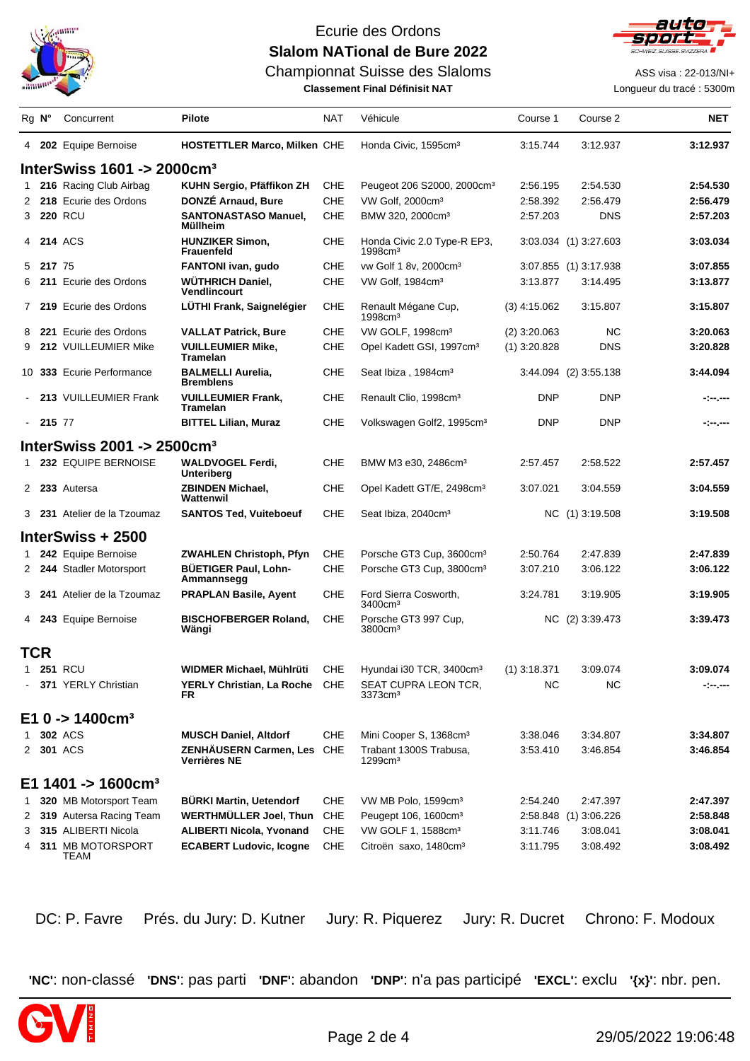Ecurie des Ordons

**Slalom NATional de Bure 2022**

Championnat Suisse des Slaloms

**Classement Final Définisit NAT**

ASS visa : 22-013/NI+

Longueur du tracé : 5300m

| Rg | N° | Concurrent | Pilote | NAT | Véhicule | Course 1 | Course 2 | NET |
|---|---|---|---|---|---|---|---|---|
| 4 | **202** | Equipe Bernoise | **HOSTETTLER Marco, Milken** | CHE | Honda Civic, 1595cm³ | 3:15.744 | 3:12.937 | **3:12.937** |
| **InterSwiss 1601 -> 2000cm³** | | | | | | | | |
| 1 | **216** | Racing Club Airbag | **KUHN Sergio, Pfäffikon ZH** | CHE | Peugeot 206 S2000, 2000cm³ | 2:56.195 | 2:54.530 | **2:54.530** |
| 2 | **218** | Ecurie des Ordons | **DONZÉ Arnaud, Bure** | CHE | VW Golf, 2000cm³ | 2:58.392 | 2:56.479 | **2:56.479** |
| 3 | **220** | RCU | **SANTONASTASO Manuel, Müllheim** | CHE | BMW 320, 2000cm³ | 2:57.203 | DNS | **2:57.203** |
| 4 | **214** | ACS | **HUNZIKER Simon, Frauenfeld** | CHE | Honda Civic 2.0 Type-R EP3, 1998cm³ | 3:03.034 | (1) 3:27.603 | **3:03.034** |
| 5 | **217** | 75 | **FANTONI ivan, gudo** | CHE | vw Golf 1 8v, 2000cm³ | 3:07.855 | (1) 3:17.938 | **3:07.855** |
| 6 | **211** | Ecurie des Ordons | **WÜTHRICH Daniel, Vendlincourt** | CHE | VW Golf, 1984cm³ | 3:13.877 | 3:14.495 | **3:13.877** |
| 7 | **219** | Ecurie des Ordons | **LÜTHI Frank, Saignelégier** | CHE | Renault Mégane Cup, 1998cm³ | (3) 4:15.062 | 3:15.807 | **3:15.807** |
| 8 | **221** | Ecurie des Ordons | **VALLAT Patrick, Bure** | CHE | VW GOLF, 1998cm³ | (2) 3:20.063 | NC | **3:20.063** |
| 9 | **212** | VUILLEUMIER Mike | **VUILLEUMIER Mike, Tramelan** | CHE | Opel Kadett GSI, 1997cm³ | (1) 3:20.828 | DNS | **3:20.828** |
| 10 | **333** | Ecurie Performance | **BALMELLI Aurelia, Bremblens** | CHE | Seat Ibiza , 1984cm³ | 3:44.094 | (2) 3:55.138 | **3:44.094** |
| - | **213** | VUILLEUMIER Frank | **VUILLEUMIER Frank, Tramelan** | CHE | Renault Clio, 1998cm³ | DNP | DNP | **-:--.---** |
| - | **215** | 77 | **BITTEL Lilian, Muraz** | CHE | Volkswagen Golf2, 1995cm³ | DNP | DNP | **-:--.---** |
| **InterSwiss 2001 -> 2500cm³** | | | | | | | | |
| 1 | **232** | EQUIPE BERNOISE | **WALDVOGEL Ferdi, Unteriberg** | CHE | BMW M3 e30, 2486cm³ | 2:57.457 | 2:58.522 | **2:57.457** |
| 2 | **233** | Autersa | **ZBINDEN Michael, Wattenwil** | CHE | Opel Kadett GT/E, 2498cm³ | 3:07.021 | 3:04.559 | **3:04.559** |
| 3 | **231** | Atelier de la Tzoumaz | **SANTOS Ted, Vuiteboeuf** | CHE | Seat Ibiza, 2040cm³ | NC | (1) 3:19.508 | **3:19.508** |
| **InterSwiss + 2500** | | | | | | | | |
| 1 | **242** | Equipe Bernoise | **ZWAHLEN Christoph, Pfyn** | CHE | Porsche GT3 Cup, 3600cm³ | 2:50.764 | 2:47.839 | **2:47.839** |
| 2 | **244** | Stadler Motorsport | **BÜETIGER Paul, Lohn-Ammannsegg** | CHE | Porsche GT3 Cup, 3800cm³ | 3:07.210 | 3:06.122 | **3:06.122** |
| 3 | **241** | Atelier de la Tzoumaz | **PRAPLAN Basile, Ayent** | CHE | Ford Sierra Cosworth, 3400cm³ | 3:24.781 | 3:19.905 | **3:19.905** |
| 4 | **243** | Equipe Bernoise | **BISCHOFBERGER Roland, Wängi** | CHE | Porsche GT3 997 Cup, 3800cm³ | NC | (2) 3:39.473 | **3:39.473** |
| **TCR** | | | | | | | | |
| 1 | **251** | RCU | **WIDMER Michael, Mühlrüti** | CHE | Hyundai i30 TCR, 3400cm³ | (1) 3:18.371 | 3:09.074 | **3:09.074** |
| - | **371** | YERLY Christian | **YERLY Christian, La Roche FR** | CHE | SEAT CUPRA LEON TCR, 3373cm³ | NC | NC | **-:--.---** |
| **E1 0 -> 1400cm³** | | | | | | | | |
| 1 | **302** | ACS | **MUSCH Daniel, Altdorf** | CHE | Mini Cooper S, 1368cm³ | 3:38.046 | 3:34.807 | **3:34.807** |
| 2 | **301** | ACS | **ZENHÄUSERN Carmen, Les Verrières NE** | CHE | Trabant 1300S Trabusa, 1299cm³ | 3:53.410 | 3:46.854 | **3:46.854** |
| **E1 1401 -> 1600cm³** | | | | | | | | |
| 1 | **320** | MB Motorsport Team | **BÜRKI Martin, Uetendorf** | CHE | VW MB Polo, 1599cm³ | 2:54.240 | 2:47.397 | **2:47.397** |
| 2 | **319** | Autersa Racing Team | **WERTHMÜLLER Joel, Thun** | CHE | Peugeot 106, 1600cm³ | 2:58.848 | (1) 3:06.226 | **2:58.848** |
| 3 | **315** | ALIBERTI Nicola | **ALIBERTI Nicola, Yvonand** | CHE | VW GOLF 1, 1588cm³ | 3:11.746 | 3:08.041 | **3:08.041** |
| 4 | **311** | MB MOTORSPORT TEAM | **ECABERT Ludovic, Icogne** | CHE | Citroën saxo, 1480cm³ | 3:11.795 | 3:08.492 | **3:08.492** |

DC: P. Favre Prés. du Jury: D. Kutner Jury: R. Piquerez Jury: R. Ducret Chrono: F. Modoux

'**NC**': non-classé '**DNS**': pas parti '**DNF**': abandon '**DNP**': n'a pas participé '**EXCL**': exclu '**{x}**': nbr. pen.

29/05/2022 19:06:48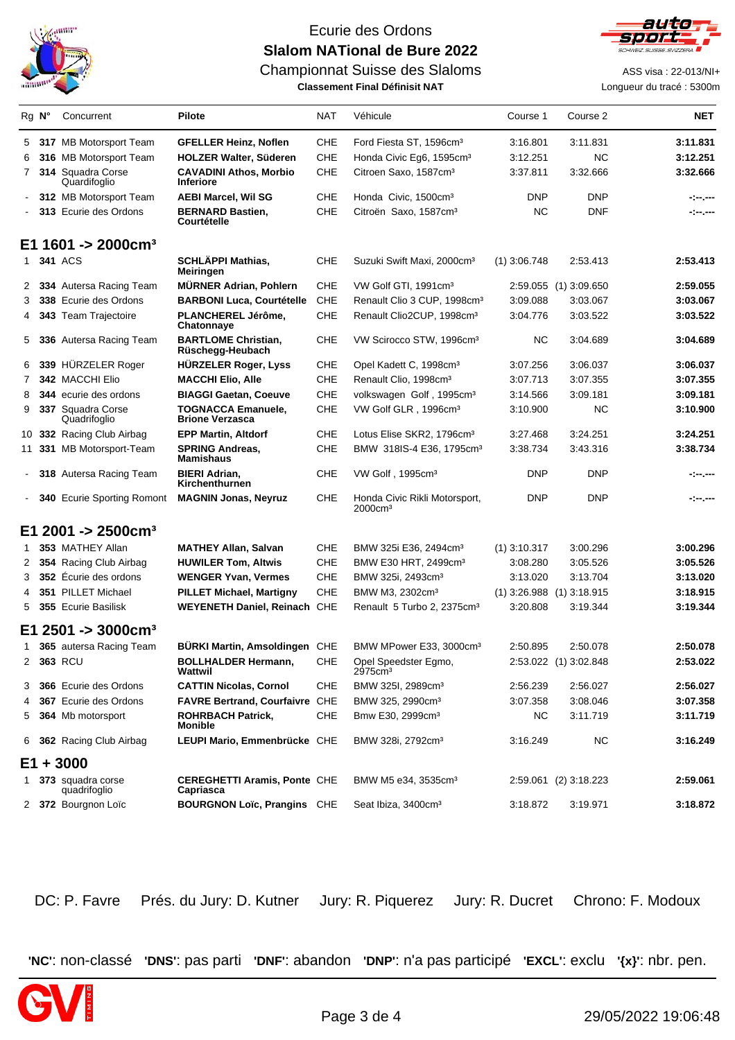# Ecurie des Ordons

## Slalom NATional de Bure 2022

### Championnat Suisse des Slaloms

**Classement Final Définisit NAT**

ASS visa : 22-013/NI+

Longueur du tracé : 5300m

| Rg | N° | Concurrent | Pilote | NAT | Véhicule | Course 1 | Course 2 | NET |
|---|---|---|---|---|---|---|---|---|
| 5 | **317** | MB Motorsport Team | **GFELLER Heinz, Noflen** | CHE | Ford Fiesta ST, 1596cm³ | 3:16.801 | 3:11.831 | **3:11.831** |
| 6 | **316** | MB Motorsport Team | **HOLZER Walter, Süderen** | CHE | Honda Civic Eg6, 1595cm³ | 3:12.251 | NC | **3:12.251** |
| 7 | **314** | Squadra Corse Quardifoglio | **CAVADINI Athos, Morbio Inferiore** | CHE | Citroen Saxo, 1587cm³ | 3:37.811 | 3:32.666 | **3:32.666** |
| - | **312** | MB Motorsport Team | **AEBI Marcel, Wil SG** | CHE | Honda Civic, 1500cm³ | DNP | DNP | -:--.--- |
| - | **313** | Ecurie des Ordons | **BERNARD Bastien, Courtételle** | CHE | Citroën Saxo, 1587cm³ | NC | DNF | -:--.--- |
| **E1 1601 -> 2000cm³** | | | | | | | | |
| 1 | **341** | ACS | **SCHLÄPPI Mathias, Meiringen** | CHE | Suzuki Swift Maxi, 2000cm³ | (1) 3:06.748 | 2:53.413 | **2:53.413** |
| 2 | **334** | Autersa Racing Team | **MÜRNER Adrian, Pohlern** | CHE | VW Golf GTI, 1991cm³ | 2:59.055 | (1) 3:09.650 | **2:59.055** |
| 3 | **338** | Ecurie des Ordons | **BARBONI Luca, Courtételle** | CHE | Renault Clio 3 CUP, 1998cm³ | 3:09.088 | 3:03.067 | **3:03.067** |
| 4 | **343** | Team Trajectoire | **PLANCHEREL Jérôme, Chatonnaye** | CHE | Renault Clio2CUP, 1998cm³ | 3:04.776 | 3:03.522 | **3:03.522** |
| 5 | **336** | Autersa Racing Team | **BARTLOME Christian, Rüschegg-Heubach** | CHE | VW Scirocco STW, 1996cm³ | NC | 3:04.689 | **3:04.689** |
| 6 | **339** | HÜRZELER Roger | **HÜRZELER Roger, Lyss** | CHE | Opel Kadett C, 1998cm³ | 3:07.256 | 3:06.037 | **3:06.037** |
| 7 | **342** | MACCHI Elio | **MACCHI Elio, Alle** | CHE | Renault Clio, 1998cm³ | 3:07.713 | 3:07.355 | **3:07.355** |
| 8 | **344** | ecurie des ordons | **BIAGGI Gaetan, Coeuve** | CHE | volkswagen Golf , 1995cm³ | 3:14.566 | 3:09.181 | **3:09.181** |
| 9 | **337** | Squadra Corse Quadrifoglio | **TOGNACCA Emanuele, Brione Verzasca** | CHE | VW Golf GLR , 1996cm³ | 3:10.900 | NC | **3:10.900** |
| 10 | **332** | Racing Club Airbag | **EPP Martin, Altdorf** | CHE | Lotus Elise SKR2, 1796cm³ | 3:27.468 | 3:24.251 | **3:24.251** |
| 11 | **331** | MB Motorsport-Team | **SPRING Andreas, Mamishaus** | CHE | BMW 318IS-4 E36, 1795cm³ | 3:38.734 | 3:43.316 | **3:38.734** |
| - | **318** | Autersa Racing Team | **BIERI Adrian, Kirchenthurnen** | CHE | VW Golf , 1995cm³ | DNP | DNP | -:--.--- |
| - | **340** | Ecurie Sporting Romont | **MAGNIN Jonas, Neyruz** | CHE | Honda Civic Rikli Motorsport, 2000cm³ | DNP | DNP | -:--.--- |
| **E1 2001 -> 2500cm³** | | | | | | | | |
| 1 | **353** | MATHEY Allan | **MATHEY Allan, Salvan** | CHE | BMW 325i E36, 2494cm³ | (1) 3:10.317 | 3:00.296 | **3:00.296** |
| 2 | **354** | Racing Club Airbag | **HUWILER Tom, Altwis** | CHE | BMW E30 HRT, 2499cm³ | 3:08.280 | 3:05.526 | **3:05.526** |
| 3 | **352** | Écurie des ordons | **WENGER Yvan, Vermes** | CHE | BMW 325i, 2493cm³ | 3:13.020 | 3:13.704 | **3:13.020** |
| 4 | **351** | PILLET Michael | **PILLET Michael, Martigny** | CHE | BMW M3, 2302cm³ | (1) 3:26.988 | (1) 3:18.915 | **3:18.915** |
| 5 | **355** | Ecurie Basilisk | **WEYENETH Daniel, Reinach** | CHE | Renault 5 Turbo 2, 2375cm³ | 3:20.808 | 3:19.344 | **3:19.344** |
| **E1 2501 -> 3000cm³** | | | | | | | | |
| 1 | **365** | autersa Racing Team | **BÜRKI Martin, Amsoldingen** | CHE | BMW MPower E33, 3000cm³ | 2:50.895 | 2:50.078 | **2:50.078** |
| 2 | **363** | RCU | **BOLLHALDER Hermann, Wattwil** | CHE | Opel Speedster Egmo, 2975cm³ | 2:53.022 | (1) 3:02.848 | **2:53.022** |
| 3 | **366** | Ecurie des Ordons | **CATTIN Nicolas, Cornol** | CHE | BMW 325I, 2989cm³ | 2:56.239 | 2:56.027 | **2:56.027** |
| 4 | **367** | Ecurie des Ordons | **FAVRE Bertrand, Courfaivre** | CHE | BMW 325, 2990cm³ | 3:07.358 | 3:08.046 | **3:07.358** |
| 5 | **364** | Mb motorsport | **ROHRBACH Patrick, Monible** | CHE | Bmw E30, 2999cm³ | NC | 3:11.719 | **3:11.719** |
| 6 | **362** | Racing Club Airbag | **LEUPI Mario, Emmenbrücke** | CHE | BMW 328i, 2792cm³ | 3:16.249 | NC | **3:16.249** |
| **E1 + 3000** | | | | | | | | |
| 1 | **373** | squadra corse quadrifoglio | **CEREGHETTI Aramis, Ponte Capriasca** | CHE | BMW M5 e34, 3535cm³ | 2:59.061 | (2) 3:18.223 | **2:59.061** |
| 2 | **372** | Bourgnon Loïc | **BOURGNON Loïc, Prangins** | CHE | Seat Ibiza, 3400cm³ | 3:18.872 | 3:19.971 | **3:18.872** |

DC: P. Favre    Prés. du Jury: D. Kutner    Jury: R. Piquerez    Jury: R. Ducret    Chrono: F. Modoux

**'NC'**: non-classé **'DNS'**: pas parti **'DNF'**: abandon **'DNP'**: n'a pas participé **'EXCL'**: exclu **'{x}'**: nbr. pen.

29/05/2022 19:06:48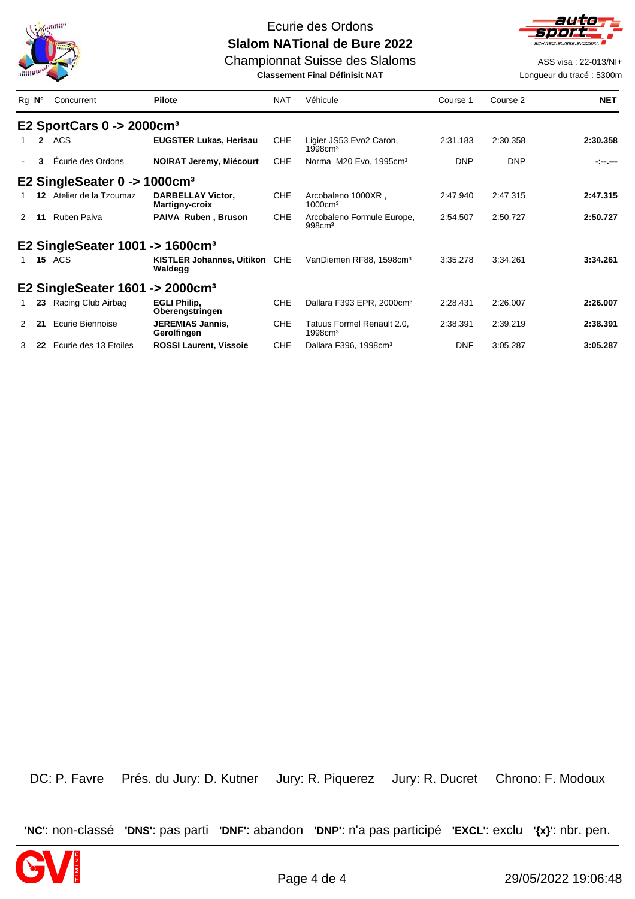Ecurie des Ordons

**Slalom NATional de Bure 2022**

Championnat Suisse des Slaloms

**Classement Final Définisit NAT**

ASS visa : 22-013/NI+

Longueur du tracé : 5300m

| Rg | N° | Concurrent | Pilote | NAT | Véhicule | Course 1 | Course 2 | NET |
|---|---|---|---|---|---|---|---|---|
| **E2 SportCars 0 -> 2000cm³** | | | | | | | | |
| 1 | **2** | ACS | **EUGSTER Lukas, Herisau** | CHE | Ligier JS53 Evo2 Caron, 1998cm³ | 2:31.183 | 2:30.358 | **2:30.358** |
| - | **3** | Écurie des Ordons | **NOIRAT Jeremy, Miécourt** | CHE | Norma M20 Evo, 1995cm³ | DNP | DNP | -:--.--- |
| **E2 SingleSeater 0 -> 1000cm³** | | | | | | | | |
| 1 | **12** | Atelier de la Tzoumaz | **DARBELLAY Victor, Martigny-croix** | CHE | Arcobaleno 1000XR , 1000cm³ | 2:47.940 | 2:47.315 | **2:47.315** |
| 2 | **11** | Ruben Paiva | **PAIVA Ruben , Bruson** | CHE | Arcobaleno Formule Europe, 998cm³ | 2:54.507 | 2:50.727 | **2:50.727** |
| **E2 SingleSeater 1001 -> 1600cm³** | | | | | | | | |
| 1 | **15** | ACS | **KISTLER Johannes, Uitikon Waldegg** | CHE | VanDiemen RF88, 1598cm³ | 3:35.278 | 3:34.261 | **3:34.261** |
| **E2 SingleSeater 1601 -> 2000cm³** | | | | | | | | |
| 1 | **23** | Racing Club Airbag | **EGLI Philip, Oberengstringen** | CHE | Dallara F393 EPR, 2000cm³ | 2:28.431 | 2:26.007 | **2:26.007** |
| 2 | **21** | Ecurie Biennoise | **JEREMIAS Jannis, Gerolfingen** | CHE | Tatuus Formel Renault 2.0, 1998cm³ | 2:38.391 | 2:39.219 | **2:38.391** |
| 3 | **22** | Ecurie des 13 Etoiles | **ROSSI Laurent, Vissoie** | CHE | Dallara F396, 1998cm³ | DNF | 3:05.287 | **3:05.287** |

DC: P. Favre    Prés. du Jury: D. Kutner    Jury: R. Piquerez    Jury: R. Ducret    Chrono: F. Modoux

**'NC'**: non-classé **'DNS'**: pas parti **'DNF'**: abandon **'DNP'**: n'a pas participé **'EXCL'**: exclu **'{x}'**: nbr. pen.

29/05/2022 19:06:48